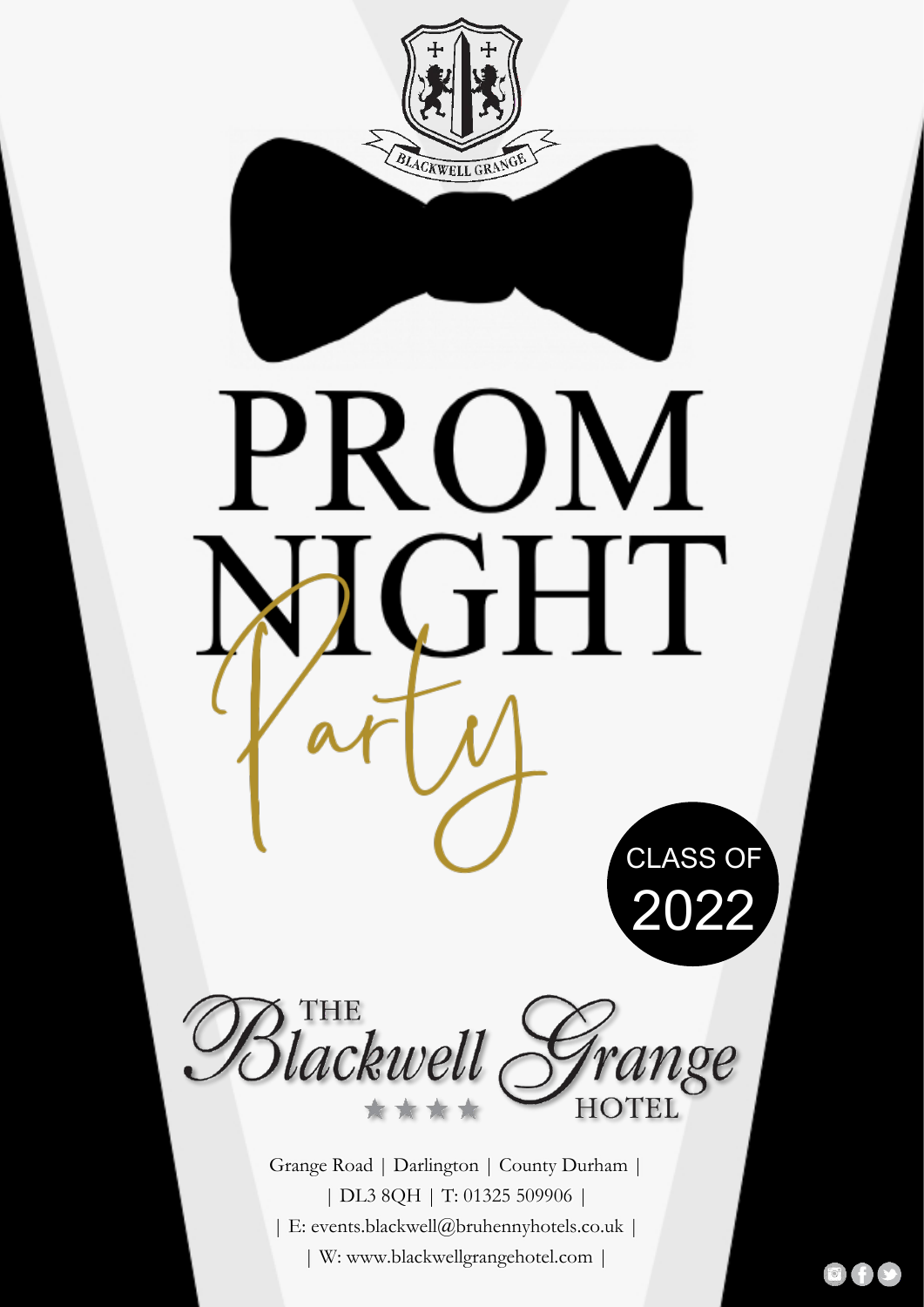BLACKWELL GRANGE

# PROM NIGHT

*Party*

CLASS OF 2022

THE Blackwell Grange HOTEL

Grange Road | Darlington | County Durham |
| DL3 8QH | T: 01325 509906 |
| E: events.blackwell@bruhennyhotels.co.uk |
| W: www.blackwellgrangehotel.com |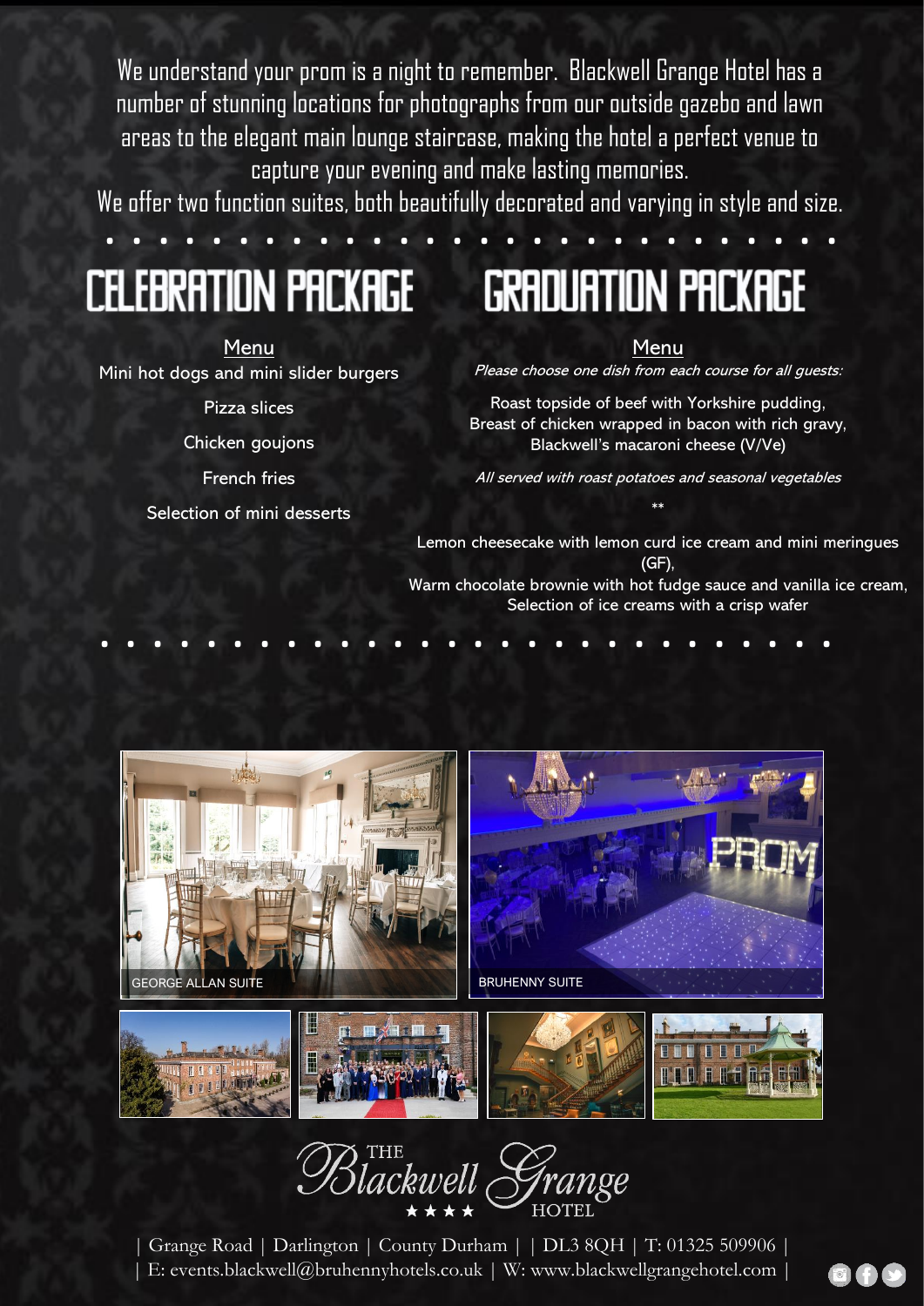We understand your prom is a night to remember. Blackwell Grange Hotel has a number of stunning locations for photographs from our outside gazebo and lawn areas to the elegant main lounge staircase, making the hotel a perfect venue to capture your evening and make lasting memories.

We offer two function suites, both beautifully decorated and varying in style and size.

## CELEBRATION PACKAGE

**Menu**

Mini hot dogs and mini slider burgers

Pizza slices

Chicken goujons

French fries

Selection of mini desserts

## GRADUATION PACKAGE

**Menu**

*Please choose one dish from each course for all guests:*

Roast topside of beef with Yorkshire pudding,
Breast of chicken wrapped in bacon with rich gravy,
Blackwell's macaroni cheese (V/Ve)

*All served with roast potatoes and seasonal vegetables*

**

Lemon cheesecake with lemon curd ice cream and mini meringues (GF),
Warm chocolate brownie with hot fudge sauce and vanilla ice cream,
Selection of ice creams with a crisp wafer

GEORGE ALLAN SUITE

BRUHENNY SUITE

THE Blackwell Grange HOTEL ★★★★

| Grange Road | Darlington | County Durham | | DL3 8QH | T: 01325 509906 |
| E: events.blackwell@bruhennyhotels.co.uk | W: www.blackwellgrangehotel.com |